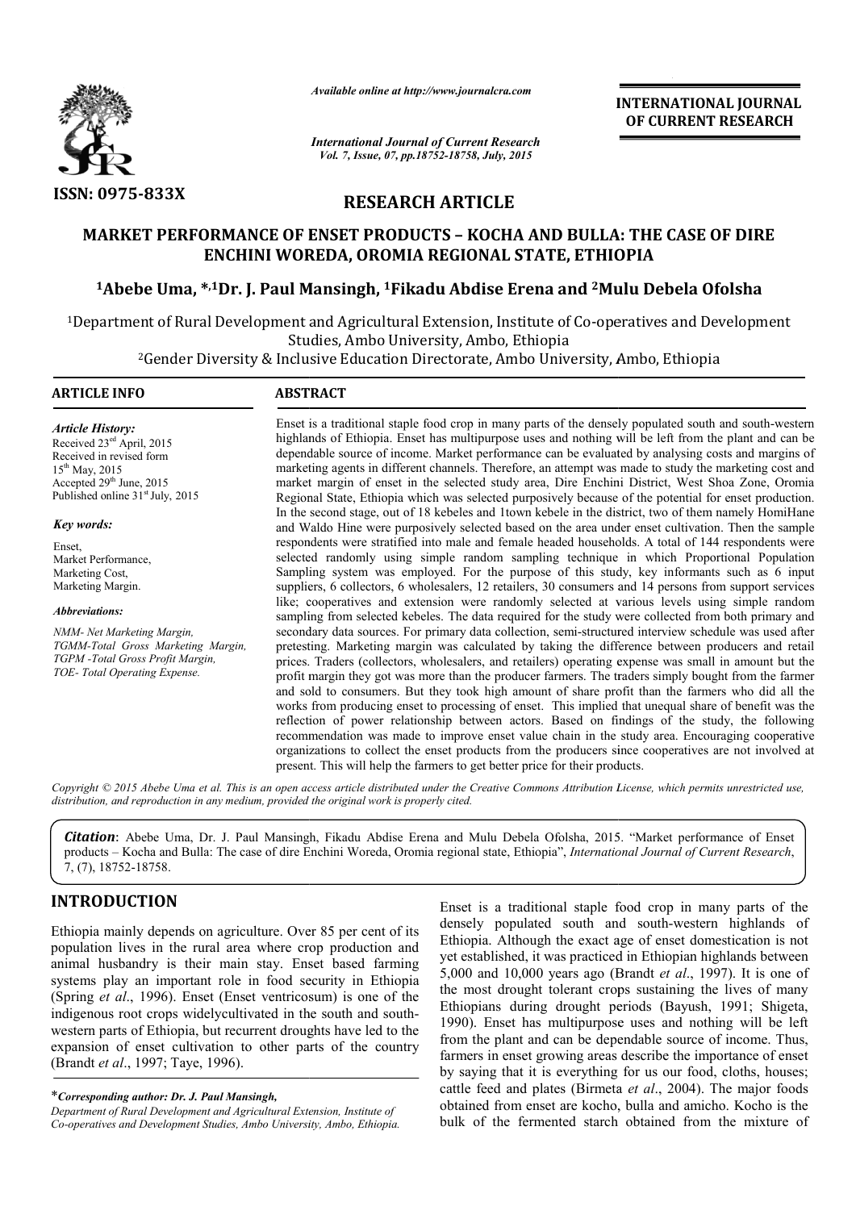ISSN: 0975-833X

*Available online at http://www.journalcra.com*

*International Journal of Current Research*
*Vol. 7, Issue, 07, pp.18752-18758, July, 2015*

**INTERNATIONAL JOURNAL OF CURRENT RESEARCH**

## RESEARCH ARTICLE

# MARKET PERFORMANCE OF ENSET PRODUCTS – KOCHA AND BULLA: THE CASE OF DIRE ENCHINI WOREDA, OROMIA REGIONAL STATE, ETHIOPIA

**[1]Abebe Uma, *,[1]Dr. J. Paul Mansingh, [1]Fikadu Abdise Erena and [2]Mulu Debela Ofolsha**

[1]Department of Rural Development and Agricultural Extension, Institute of Co-operatives and Development Studies, Ambo University, Ambo, Ethiopia

[2]Gender Diversity & Inclusive Education Directorate, Ambo University, Ambo, Ethiopia

### ARTICLE INFO

*Article History:*
Received 23rd April, 2015
Received in revised form
15th May, 2015
Accepted 29th June, 2015
Published online 31st July, 2015

*Key words:*

Enset,
Market Performance,
Marketing Cost,
Marketing Margin.

*Abbreviations:*

NMM- Net Marketing Margin,
TGMM-Total Gross Marketing Margin,
TGPM -Total Gross Profit Margin,
TOE- Total Operating Expense.

### ABSTRACT

Enset is a traditional staple food crop in many parts of the densely populated south and south-western highlands of Ethiopia. Enset has multipurpose uses and nothing will be left from the plant and can be dependable source of income. Market performance can be evaluated by analysing costs and margins of marketing agents in different channels. Therefore, an attempt was made to study the marketing cost and market margin of enset in the selected study area, Dire Enchini District, West Shoa Zone, Oromia Regional State, Ethiopia which was selected purposively because of the potential for enset production. In the second stage, out of 18 kebeles and 1town kebele in the district, two of them namely HomiHane and Waldo Hine were purposively selected based on the area under enset cultivation. Then the sample respondents were stratified into male and female headed households. A total of 144 respondents were selected randomly using simple random sampling technique in which Proportional Population Sampling system was employed. For the purpose of this study, key informants such as 6 input suppliers, 6 collectors, 6 wholesalers, 12 retailers, 30 consumers and 14 persons from support services like; cooperatives and extension were randomly selected at various levels using simple random sampling from selected kebeles. The data required for the study were collected from both primary and secondary data sources. For primary data collection, semi-structured interview schedule was used after pretesting. Marketing margin was calculated by taking the difference between producers and retail prices. Traders (collectors, wholesalers, and retailers) operating expense was small in amount but the profit margin they got was more than the producer farmers. The traders simply bought from the farmer and sold to consumers. But they took high amount of share profit than the farmers who did all the works from producing enset to processing of enset. This implied that unequal share of benefit was the reflection of power relationship between actors. Based on findings of the study, the following recommendation was made to improve enset value chain in the study area. Encouraging cooperative organizations to collect the enset products from the producers since cooperatives are not involved at present. This will help the farmers to get better price for their products.

*Copyright © 2015 Abebe Uma et al. This is an open access article distributed under the Creative Commons Attribution License, which permits unrestricted use, distribution, and reproduction in any medium, provided the original work is properly cited.*

***Citation***: Abebe Uma, Dr. J. Paul Mansingh, Fikadu Abdise Erena and Mulu Debela Ofolsha, 2015. "Market performance of Enset products – Kocha and Bulla: The case of dire Enchini Woreda, Oromia regional state, Ethiopia", *International Journal of Current Research*, 7, (7), 18752-18758.

## INTRODUCTION

Ethiopia mainly depends on agriculture. Over 85 per cent of its population lives in the rural area where crop production and animal husbandry is their main stay. Enset based farming systems play an important role in food security in Ethiopia (Spring *et al*., 1996). Enset (Enset ventricosum) is one of the indigenous root crops widelycultivated in the south and south-western parts of Ethiopia, but recurrent droughts have led to the expansion of enset cultivation to other parts of the country (Brandt *et al*., 1997; Taye, 1996).

Enset is a traditional staple food crop in many parts of the densely populated south and south-western highlands of Ethiopia. Although the exact age of enset domestication is not yet established, it was practiced in Ethiopian highlands between 5,000 and 10,000 years ago (Brandt *et al*., 1997). It is one of the most drought tolerant crops sustaining the lives of many Ethiopians during drought periods (Bayush, 1991; Shigeta, 1990). Enset has multipurpose uses and nothing will be left from the plant and can be dependable source of income. Thus, farmers in enset growing areas describe the importance of enset by saying that it is everything for us our food, cloths, houses; cattle feed and plates (Birmeta *et al*., 2004). The major foods obtained from enset are kocho, bulla and amicho. Kocho is the bulk of the fermented starch obtained from the mixture of

\****Corresponding author: Dr. J. Paul Mansingh,***
*Department of Rural Development and Agricultural Extension, Institute of Co-operatives and Development Studies, Ambo University, Ambo, Ethiopia.*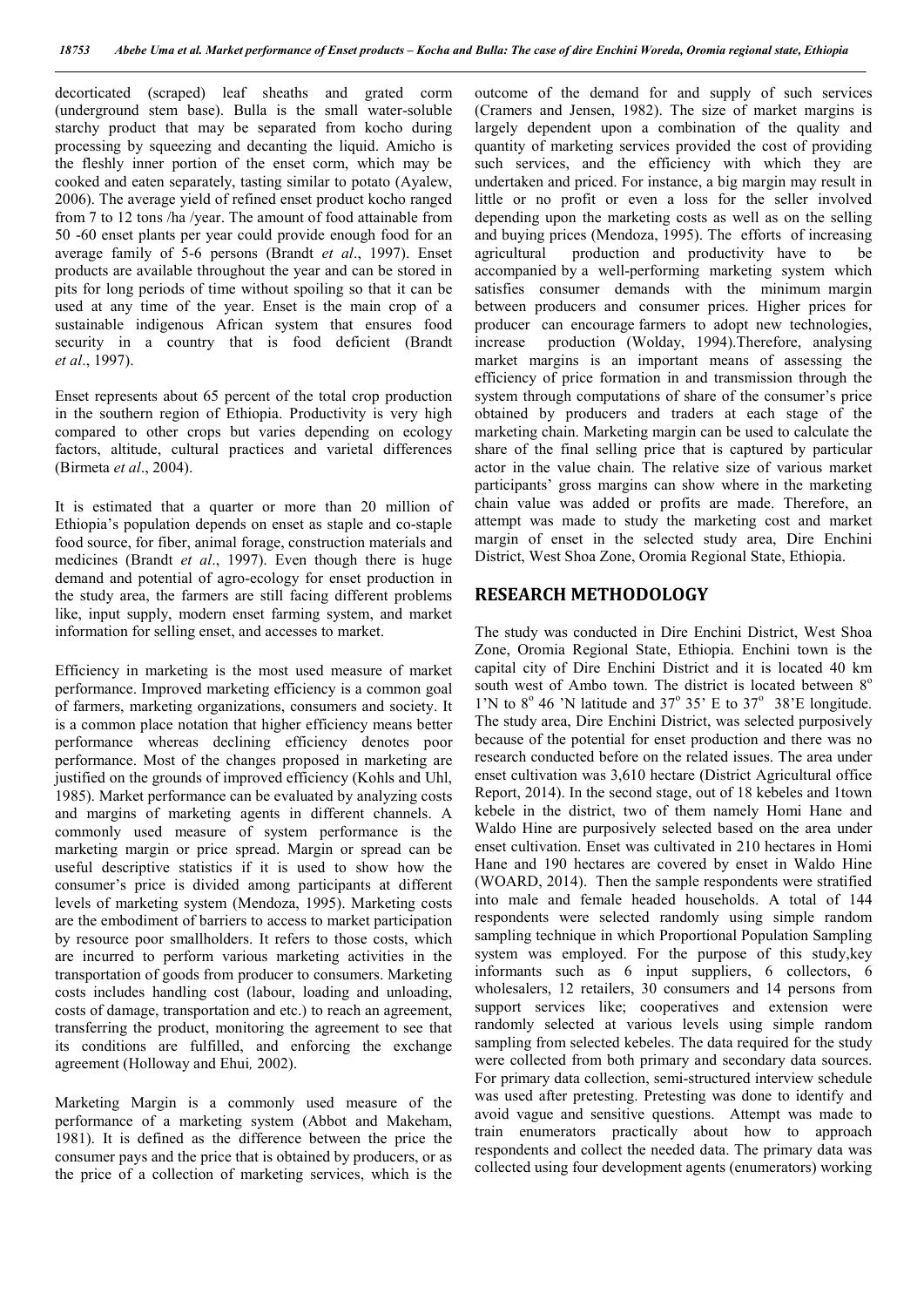decorticated (scraped) leaf sheaths and grated corm (underground stem base). Bulla is the small water-soluble starchy product that may be separated from kocho during processing by squeezing and decanting the liquid. Amicho is the fleshly inner portion of the enset corm, which may be cooked and eaten separately, tasting similar to potato (Ayalew, 2006). The average yield of refined enset product kocho ranged from 7 to 12 tons /ha /year. The amount of food attainable from 50 -60 enset plants per year could provide enough food for an average family of 5-6 persons (Brandt *et al*., 1997). Enset products are available throughout the year and can be stored in pits for long periods of time without spoiling so that it can be used at any time of the year. Enset is the main crop of a sustainable indigenous African system that ensures food security in a country that is food deficient (Brandt *et al*., 1997).

Enset represents about 65 percent of the total crop production in the southern region of Ethiopia. Productivity is very high compared to other crops but varies depending on ecology factors, altitude, cultural practices and varietal differences (Birmeta *et al*., 2004).

It is estimated that a quarter or more than 20 million of Ethiopia's population depends on enset as staple and co-staple food source, for fiber, animal forage, construction materials and medicines (Brandt *et al*., 1997). Even though there is huge demand and potential of agro-ecology for enset production in the study area, the farmers are still facing different problems like, input supply, modern enset farming system, and market information for selling enset, and accesses to market.

Efficiency in marketing is the most used measure of market performance. Improved marketing efficiency is a common goal of farmers, marketing organizations, consumers and society. It is a common place notation that higher efficiency means better performance whereas declining efficiency denotes poor performance. Most of the changes proposed in marketing are justified on the grounds of improved efficiency (Kohls and Uhl, 1985). Market performance can be evaluated by analyzing costs and margins of marketing agents in different channels. A commonly used measure of system performance is the marketing margin or price spread. Margin or spread can be useful descriptive statistics if it is used to show how the consumer's price is divided among participants at different levels of marketing system (Mendoza, 1995). Marketing costs are the embodiment of barriers to access to market participation by resource poor smallholders. It refers to those costs, which are incurred to perform various marketing activities in the transportation of goods from producer to consumers. Marketing costs includes handling cost (labour, loading and unloading, costs of damage, transportation and etc.) to reach an agreement, transferring the product, monitoring the agreement to see that its conditions are fulfilled, and enforcing the exchange agreement (Holloway and Ehui*,* 2002).

Marketing Margin is a commonly used measure of the performance of a marketing system (Abbot and Makeham, 1981). It is defined as the difference between the price the consumer pays and the price that is obtained by producers, or as the price of a collection of marketing services, which is the outcome of the demand for and supply of such services (Cramers and Jensen, 1982). The size of market margins is largely dependent upon a combination of the quality and quantity of marketing services provided the cost of providing such services, and the efficiency with which they are undertaken and priced. For instance, a big margin may result in little or no profit or even a loss for the seller involved depending upon the marketing costs as well as on the selling and buying prices (Mendoza, 1995). The efforts of increasing agricultural production and productivity have to be accompanied by a well-performing marketing system which satisfies consumer demands with the minimum margin between producers and consumer prices. Higher prices for producer can encourage farmers to adopt new technologies, increase production (Wolday, 1994).Therefore, analysing market margins is an important means of assessing the efficiency of price formation in and transmission through the system through computations of share of the consumer's price obtained by producers and traders at each stage of the marketing chain. Marketing margin can be used to calculate the share of the final selling price that is captured by particular actor in the value chain. The relative size of various market participants' gross margins can show where in the marketing chain value was added or profits are made. Therefore, an attempt was made to study the marketing cost and market margin of enset in the selected study area, Dire Enchini District, West Shoa Zone, Oromia Regional State, Ethiopia.

## RESEARCH METHODOLOGY

The study was conducted in Dire Enchini District, West Shoa Zone, Oromia Regional State, Ethiopia. Enchini town is the capital city of Dire Enchini District and it is located 40 km south west of Ambo town. The district is located between 8° 1'N to 8° 46 'N latitude and 37° 35' E to 37° 38'E longitude. The study area, Dire Enchini District, was selected purposively because of the potential for enset production and there was no research conducted before on the related issues. The area under enset cultivation was 3,610 hectare (District Agricultural office Report, 2014). In the second stage, out of 18 kebeles and 1town kebele in the district, two of them namely Homi Hane and Waldo Hine are purposively selected based on the area under enset cultivation. Enset was cultivated in 210 hectares in Homi Hane and 190 hectares are covered by enset in Waldo Hine (WOARD, 2014). Then the sample respondents were stratified into male and female headed households. A total of 144 respondents were selected randomly using simple random sampling technique in which Proportional Population Sampling system was employed. For the purpose of this study,key informants such as 6 input suppliers, 6 collectors, 6 wholesalers, 12 retailers, 30 consumers and 14 persons from support services like; cooperatives and extension were randomly selected at various levels using simple random sampling from selected kebeles. The data required for the study were collected from both primary and secondary data sources. For primary data collection, semi-structured interview schedule was used after pretesting. Pretesting was done to identify and avoid vague and sensitive questions. Attempt was made to train enumerators practically about how to approach respondents and collect the needed data. The primary data was collected using four development agents (enumerators) working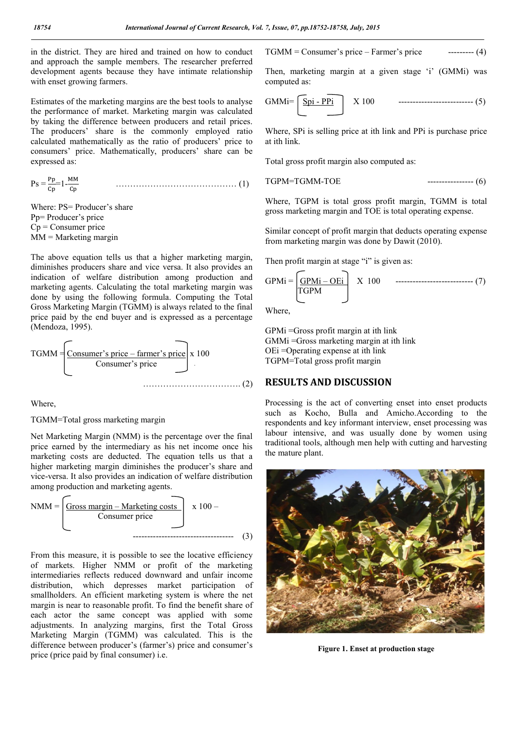in the district. They are hired and trained on how to conduct and approach the sample members. The researcher preferred development agents because they have intimate relationship with enset growing farmers.

Estimates of the marketing margins are the best tools to analyse the performance of market. Marketing margin was calculated by taking the difference between producers and retail prices. The producers' share is the commonly employed ratio calculated mathematically as the ratio of producers' price to consumers' price. Mathematically, producers' share can be expressed as:

$$Ps = \frac{Pp}{Cp} = 1 - \frac{MM}{Cp} \qquad \text{.......................................... (1)}$$

Where: PS= Producer's share
Pp= Producer's price
Cp = Consumer price
MM = Marketing margin

The above equation tells us that a higher marketing margin, diminishes producers share and vice versa. It also provides an indication of welfare distribution among production and marketing agents. Calculating the total marketing margin was done by using the following formula. Computing the Total Gross Marketing Margin (TGMM) is always related to the final price paid by the end buyer and is expressed as a percentage (Mendoza, 1995).

$$TGMM = \left[\frac{\text{Consumer's price} - \text{farmer's price}}{\text{Consumer's price}}\right] \times 100 \qquad \text{.................................. (2)}$$

Where,

TGMM=Total gross marketing margin

Net Marketing Margin (NMM) is the percentage over the final price earned by the intermediary as his net income once his marketing costs are deducted. The equation tells us that a higher marketing margin diminishes the producer's share and vice-versa. It also provides an indication of welfare distribution among production and marketing agents.

$$NMM = \left[\frac{\text{Gross margin} - \text{Marketing costs}}{\text{Consumer price}}\right] \times 100 - \qquad \text{---------------------------------- (3)}$$

From this measure, it is possible to see the locative efficiency of markets. Higher NMM or profit of the marketing intermediaries reflects reduced downward and unfair income distribution, which depresses market participation of smallholders. An efficient marketing system is where the net margin is near to reasonable profit. To find the benefit share of each actor the same concept was applied with some adjustments. In analyzing margins, first the Total Gross Marketing Margin (TGMM) was calculated. This is the difference between producer's (farmer's) price and consumer's price (price paid by final consumer) i.e.

$$TGMM = \text{Consumer's price} - \text{Farmer's price} \qquad \text{--------- (4)}$$

Then, marketing margin at a given stage 'i' (GMMi) was computed as:

$$GMMi = \left[\frac{Spi - PPi}{}\right] \times 100 \qquad \text{-------------------------- (5)}$$

Where, SPi is selling price at ith link and PPi is purchase price at ith link.

Total gross profit margin also computed as:

$$TGPM = TGMM - TOE \qquad \text{---------------- (6)}$$

Where, TGPM is total gross profit margin, TGMM is total gross marketing margin and TOE is total operating expense.

Similar concept of profit margin that deducts operating expense from marketing margin was done by Dawit (2010).

Then profit margin at stage "i" is given as:

$$GPMi = \left[\frac{GPMi - OEi}{TGPM}\right] \times 100 \qquad \text{--------------------------- (7)}$$

Where,

GPMi =Gross profit margin at ith link
GMMi =Gross marketing margin at ith link
OEi =Operating expense at ith link
TGPM=Total gross profit margin

## RESULTS AND DISCUSSION

Processing is the act of converting enset into enset products such as Kocho, Bulla and Amicho.According to the respondents and key informant interview, enset processing was labour intensive, and was usually done by women using traditional tools, although men help with cutting and harvesting the mature plant.

**Figure 1. Enset at production stage**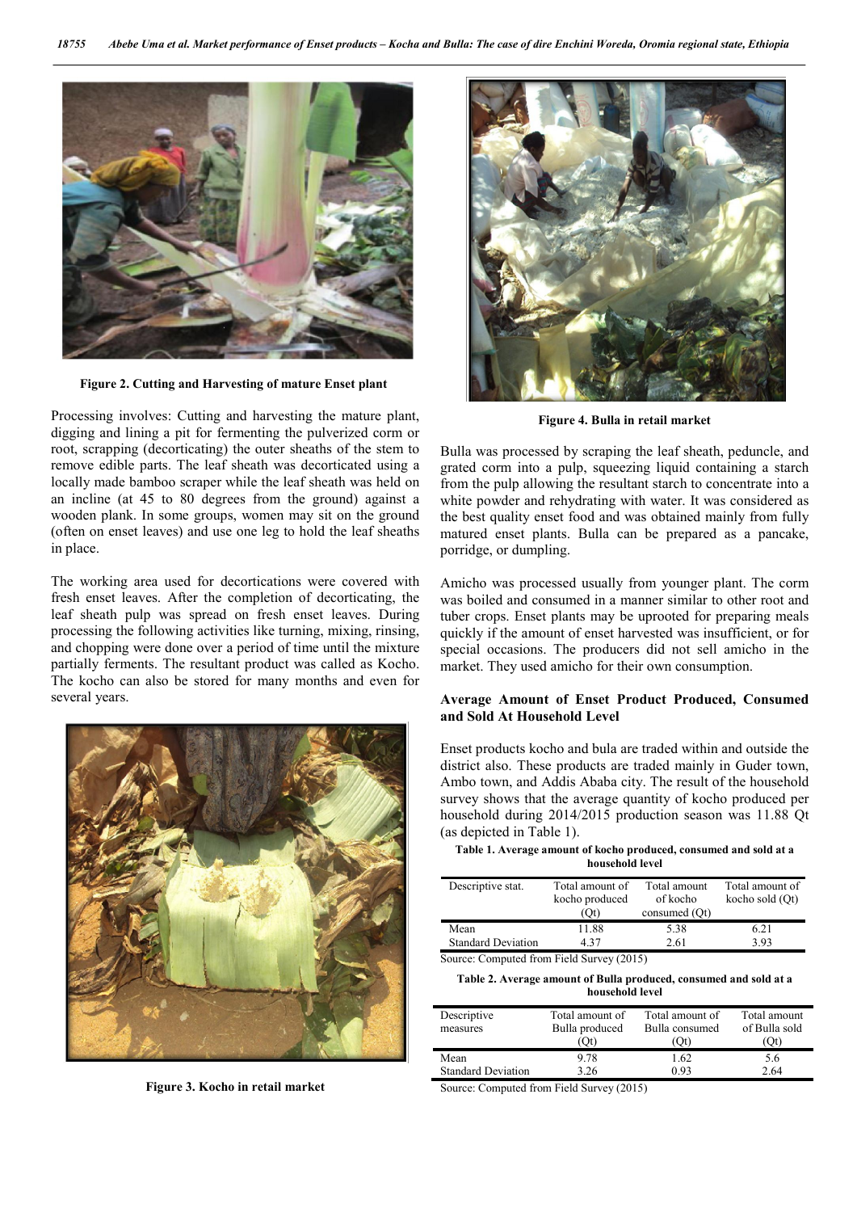Figure 2. Cutting and Harvesting of mature Enset plant

Processing involves: Cutting and harvesting the mature plant, digging and lining a pit for fermenting the pulverized corm or root, scrapping (decorticating) the outer sheaths of the stem to remove edible parts. The leaf sheath was decorticated using a locally made bamboo scraper while the leaf sheath was held on an incline (at 45 to 80 degrees from the ground) against a wooden plank. In some groups, women may sit on the ground (often on enset leaves) and use one leg to hold the leaf sheaths in place.

The working area used for decortications were covered with fresh enset leaves. After the completion of decorticating, the leaf sheath pulp was spread on fresh enset leaves. During processing the following activities like turning, mixing, rinsing, and chopping were done over a period of time until the mixture partially ferments. The resultant product was called as Kocho. The kocho can also be stored for many months and even for several years.

Figure 3. Kocho in retail market

Figure 4. Bulla in retail market

Bulla was processed by scraping the leaf sheath, peduncle, and grated corm into a pulp, squeezing liquid containing a starch from the pulp allowing the resultant starch to concentrate into a white powder and rehydrating with water. It was considered as the best quality enset food and was obtained mainly from fully matured enset plants. Bulla can be prepared as a pancake, porridge, or dumpling.

Amicho was processed usually from younger plant. The corm was boiled and consumed in a manner similar to other root and tuber crops. Enset plants may be uprooted for preparing meals quickly if the amount of enset harvested was insufficient, or for special occasions. The producers did not sell amicho in the market. They used amicho for their own consumption.

## Average Amount of Enset Product Produced, Consumed and Sold At Household Level

Enset products kocho and bula are traded within and outside the district also. These products are traded mainly in Guder town, Ambo town, and Addis Ababa city. The result of the household survey shows that the average quantity of kocho produced per household during 2014/2015 production season was 11.88 Qt (as depicted in Table 1).

**Table 1. Average amount of kocho produced, consumed and sold at a household level**

| Descriptive stat. | Total amount of kocho produced (Qt) | Total amount of kocho consumed (Qt) | Total amount of kocho sold (Qt) |
|---|---|---|---|
| Mean | 11.88 | 5.38 | 6.21 |
| Standard Deviation | 4.37 | 2.61 | 3.93 |

Source: Computed from Field Survey (2015)

**Table 2. Average amount of Bulla produced, consumed and sold at a household level**

| Descriptive measures | Total amount of Bulla produced (Qt) | Total amount of Bulla consumed (Qt) | Total amount of Bulla sold (Qt) |
|---|---|---|---|
| Mean | 9.78 | 1.62 | 5.6 |
| Standard Deviation | 3.26 | 0.93 | 2.64 |

Source: Computed from Field Survey (2015)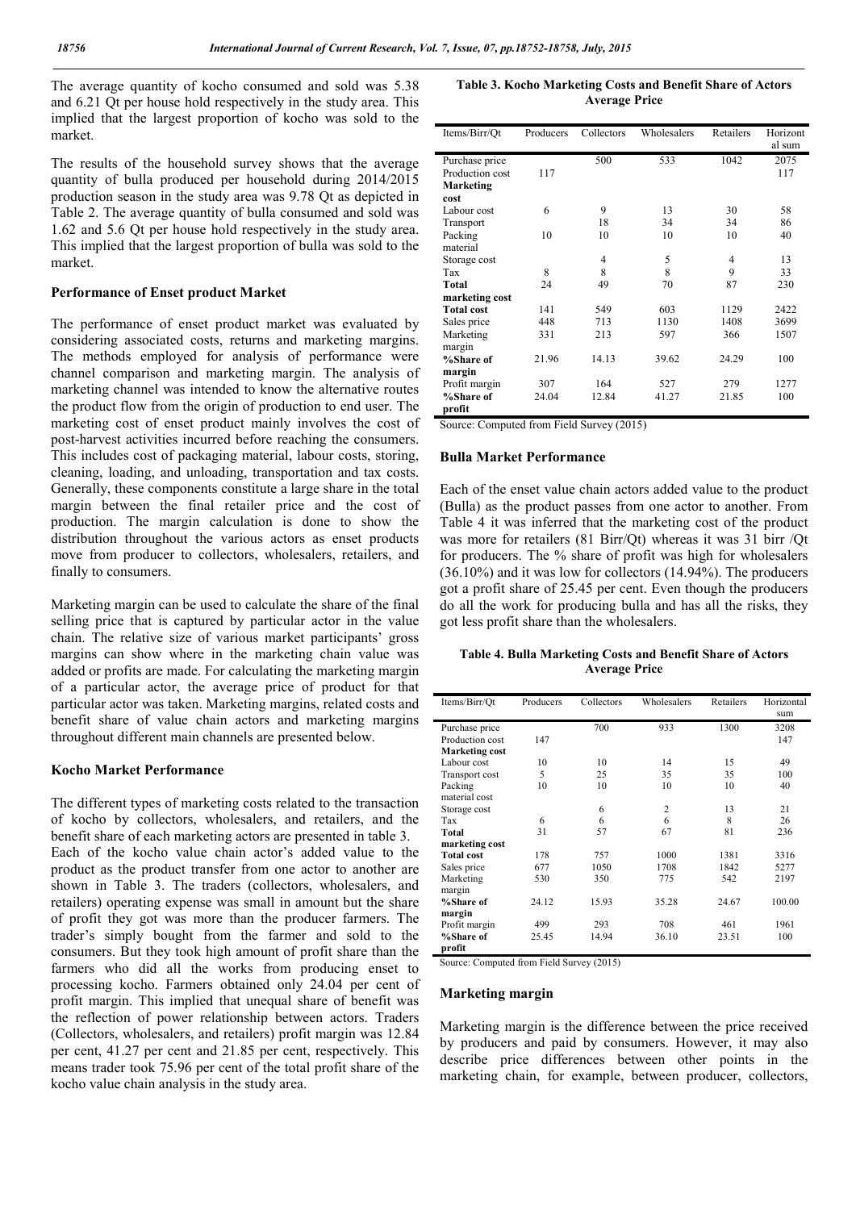The average quantity of kocho consumed and sold was 5.38 and 6.21 Qt per house hold respectively in the study area. This implied that the largest proportion of kocho was sold to the market.

The results of the household survey shows that the average quantity of bulla produced per household during 2014/2015 production season in the study area was 9.78 Qt as depicted in Table 2. The average quantity of bulla consumed and sold was 1.62 and 5.6 Qt per house hold respectively in the study area. This implied that the largest proportion of bulla was sold to the market.

### Performance of Enset product Market

The performance of enset product market was evaluated by considering associated costs, returns and marketing margins. The methods employed for analysis of performance were channel comparison and marketing margin. The analysis of marketing channel was intended to know the alternative routes the product flow from the origin of production to end user. The marketing cost of enset product mainly involves the cost of post-harvest activities incurred before reaching the consumers. This includes cost of packaging material, labour costs, storing, cleaning, loading, and unloading, transportation and tax costs. Generally, these components constitute a large share in the total margin between the final retailer price and the cost of production. The margin calculation is done to show the distribution throughout the various actors as enset products move from producer to collectors, wholesalers, retailers, and finally to consumers.

Marketing margin can be used to calculate the share of the final selling price that is captured by particular actor in the value chain. The relative size of various market participants' gross margins can show where in the marketing chain value was added or profits are made. For calculating the marketing margin of a particular actor, the average price of product for that particular actor was taken. Marketing margins, related costs and benefit share of value chain actors and marketing margins throughout different main channels are presented below.

### Kocho Market Performance

The different types of marketing costs related to the transaction of kocho by collectors, wholesalers, and retailers, and the benefit share of each marketing actors are presented in table 3.

Each of the kocho value chain actor's added value to the product as the product transfer from one actor to another are shown in Table 3. The traders (collectors, wholesalers, and retailers) operating expense was small in amount but the share of profit they got was more than the producer farmers. The trader's simply bought from the farmer and sold to the consumers. But they took high amount of profit share than the farmers who did all the works from producing enset to processing kocho. Farmers obtained only 24.04 per cent of profit margin. This implied that unequal share of benefit was the reflection of power relationship between actors. Traders (Collectors, wholesalers, and retailers) profit margin was 12.84 per cent, 41.27 per cent and 21.85 per cent, respectively. This means trader took 75.96 per cent of the total profit share of the kocho value chain analysis in the study area.

**Table 3. Kocho Marketing Costs and Benefit Share of Actors Average Price**

| Items/Birr/Qt | Producers | Collectors | Wholesalers | Retailers | Horizontal sum |
|---|---|---|---|---|---|
| Purchase price | | 500 | 533 | 1042 | 2075 |
| Production cost | 117 | | | | 117 |
| **Marketing cost** | | | | | |
| Labour cost | 6 | 9 | 13 | 30 | 58 |
| Transport | | 18 | 34 | 34 | 86 |
| Packing material | 10 | 10 | 10 | 10 | 40 |
| Storage cost | | 4 | 5 | 4 | 13 |
| Tax | 8 | 8 | 8 | 9 | 33 |
| **Total marketing cost** | 24 | 49 | 70 | 87 | 230 |
| **Total cost** | 141 | 549 | 603 | 1129 | 2422 |
| Sales price | 448 | 713 | 1130 | 1408 | 3699 |
| Marketing margin | 331 | 213 | 597 | 366 | 1507 |
| **%Share of margin** | 21.96 | 14.13 | 39.62 | 24.29 | 100 |
| Profit margin | 307 | 164 | 527 | 279 | 1277 |
| **%Share of profit** | 24.04 | 12.84 | 41.27 | 21.85 | 100 |

Source: Computed from Field Survey (2015)

### Bulla Market Performance

Each of the enset value chain actors added value to the product (Bulla) as the product passes from one actor to another. From Table 4 it was inferred that the marketing cost of the product was more for retailers (81 Birr/Qt) whereas it was 31 birr /Qt for producers. The % share of profit was high for wholesalers (36.10%) and it was low for collectors (14.94%). The producers got a profit share of 25.45 per cent. Even though the producers do all the work for producing bulla and has all the risks, they got less profit share than the wholesalers.

**Table 4. Bulla Marketing Costs and Benefit Share of Actors Average Price**

| Items/Birr/Qt | Producers | Collectors | Wholesalers | Retailers | Horizontal sum |
|---|---|---|---|---|---|
| Purchase price | | 700 | 933 | 1300 | 3208 |
| Production cost | 147 | | | | 147 |
| **Marketing cost** | | | | | |
| Labour cost | 10 | 10 | 14 | 15 | 49 |
| Transport cost | 5 | 25 | 35 | 35 | 100 |
| Packing material cost | 10 | 10 | 10 | 10 | 40 |
| Storage cost | | 6 | 2 | 13 | 21 |
| Tax | 6 | 6 | 6 | 8 | 26 |
| **Total marketing cost** | 31 | 57 | 67 | 81 | 236 |
| **Total cost** | 178 | 757 | 1000 | 1381 | 3316 |
| Sales price | 677 | 1050 | 1708 | 1842 | 5277 |
| Marketing margin | 530 | 350 | 775 | 542 | 2197 |
| **%Share of margin** | 24.12 | 15.93 | 35.28 | 24.67 | 100.00 |
| Profit margin | 499 | 293 | 708 | 461 | 1961 |
| **%Share of profit** | 25.45 | 14.94 | 36.10 | 23.51 | 100 |

Source: Computed from Field Survey (2015)

### Marketing margin

Marketing margin is the difference between the price received by producers and paid by consumers. However, it may also describe price differences between other points in the marketing chain, for example, between producer, collectors,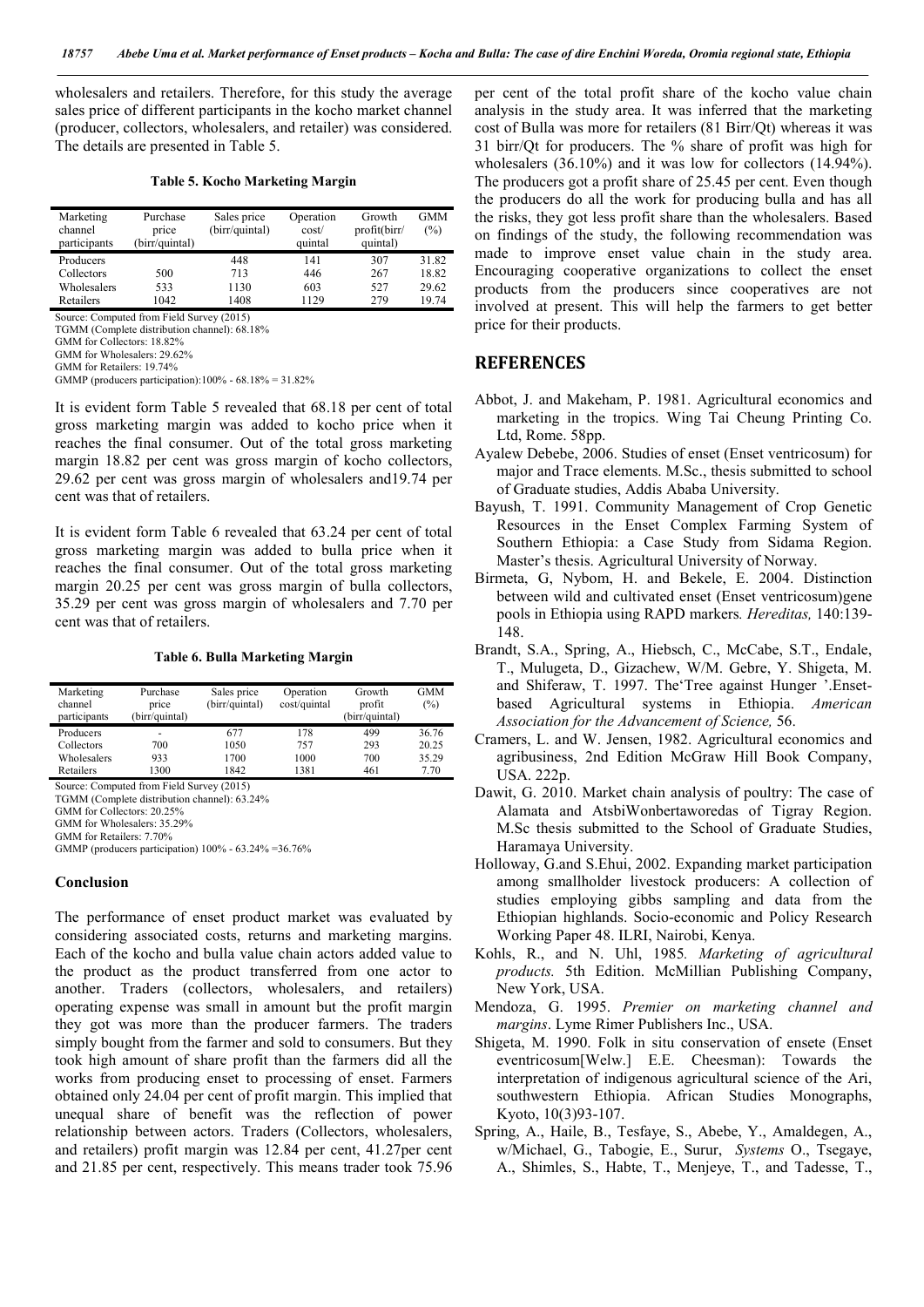wholesalers and retailers. Therefore, for this study the average sales price of different participants in the kocho market channel (producer, collectors, wholesalers, and retailer) was considered. The details are presented in Table 5.

**Table 5. Kocho Marketing Margin**

| Marketing channel participants | Purchase price (birr/quintal) | Sales price (birr/quintal) | Operation cost/ quintal | Growth profit(birr/ quintal) | GMM (%) |
|---|---|---|---|---|---|
| Producers | | 448 | 141 | 307 | 31.82 |
| Collectors | 500 | 713 | 446 | 267 | 18.82 |
| Wholesalers | 533 | 1130 | 603 | 527 | 29.62 |
| Retailers | 1042 | 1408 | 1129 | 279 | 19.74 |

Source: Computed from Field Survey (2015)
TGMM (Complete distribution channel): 68.18%
GMM for Collectors: 18.82%
GMM for Wholesalers: 29.62%
GMM for Retailers: 19.74%
GMMP (producers participation):100% - 68.18% = 31.82%

It is evident form Table 5 revealed that 68.18 per cent of total gross marketing margin was added to kocho price when it reaches the final consumer. Out of the total gross marketing margin 18.82 per cent was gross margin of kocho collectors, 29.62 per cent was gross margin of wholesalers and19.74 per cent was that of retailers.

It is evident form Table 6 revealed that 63.24 per cent of total gross marketing margin was added to bulla price when it reaches the final consumer. Out of the total gross marketing margin 20.25 per cent was gross margin of bulla collectors, 35.29 per cent was gross margin of wholesalers and 7.70 per cent was that of retailers.

**Table 6. Bulla Marketing Margin**

| Marketing channel participants | Purchase price (birr/quintal) | Sales price (birr/quintal) | Operation cost/quintal | Growth profit (birr/quintal) | GMM (%) |
|---|---|---|---|---|---|
| Producers | - | 677 | 178 | 499 | 36.76 |
| Collectors | 700 | 1050 | 757 | 293 | 20.25 |
| Wholesalers | 933 | 1700 | 1000 | 700 | 35.29 |
| Retailers | 1300 | 1842 | 1381 | 461 | 7.70 |

Source: Computed from Field Survey (2015)
TGMM (Complete distribution channel): 63.24%
GMM for Collectors: 20.25%
GMM for Wholesalers: 35.29%
GMM for Retailers: 7.70%
GMMP (producers participation) 100% - 63.24% =36.76%

### Conclusion

The performance of enset product market was evaluated by considering associated costs, returns and marketing margins. Each of the kocho and bulla value chain actors added value to the product as the product transferred from one actor to another. Traders (collectors, wholesalers, and retailers) operating expense was small in amount but the profit margin they got was more than the producer farmers. The traders simply bought from the farmer and sold to consumers. But they took high amount of share profit than the farmers did all the works from producing enset to processing of enset. Farmers obtained only 24.04 per cent of profit margin. This implied that unequal share of benefit was the reflection of power relationship between actors. Traders (Collectors, wholesalers, and retailers) profit margin was 12.84 per cent, 41.27per cent and 21.85 per cent, respectively. This means trader took 75.96 per cent of the total profit share of the kocho value chain analysis in the study area. It was inferred that the marketing cost of Bulla was more for retailers (81 Birr/Qt) whereas it was 31 birr/Qt for producers. The % share of profit was high for wholesalers (36.10%) and it was low for collectors (14.94%). The producers got a profit share of 25.45 per cent. Even though the producers do all the work for producing bulla and has all the risks, they got less profit share than the wholesalers. Based on findings of the study, the following recommendation was made to improve enset value chain in the study area. Encouraging cooperative organizations to collect the enset products from the producers since cooperatives are not involved at present. This will help the farmers to get better price for their products.

## REFERENCES

- Abbot, J. and Makeham, P. 1981. Agricultural economics and marketing in the tropics. Wing Tai Cheung Printing Co. Ltd, Rome. 58pp.
- Ayalew Debebe, 2006. Studies of enset (Enset ventricosum) for major and Trace elements. M.Sc., thesis submitted to school of Graduate studies, Addis Ababa University.
- Bayush, T. 1991. Community Management of Crop Genetic Resources in the Enset Complex Farming System of Southern Ethiopia: a Case Study from Sidama Region. Master's thesis. Agricultural University of Norway.
- Birmeta, G, Nybom, H. and Bekele, E. 2004. Distinction between wild and cultivated enset (Enset ventricosum)gene pools in Ethiopia using RAPD markers*. Hereditas,* 140:139-148.
- Brandt, S.A., Spring, A., Hiebsch, C., McCabe, S.T., Endale, T., Mulugeta, D., Gizachew, W/M. Gebre, Y. Shigeta, M. and Shiferaw, T. 1997. The'Tree against Hunger '.Enset-based Agricultural systems in Ethiopia. *American Association for the Advancement of Science,* 56.
- Cramers, L. and W. Jensen, 1982. Agricultural economics and agribusiness, 2nd Edition McGraw Hill Book Company, USA. 222p.
- Dawit, G. 2010. Market chain analysis of poultry: The case of Alamata and AtsbiWonbertaworedas of Tigray Region. M.Sc thesis submitted to the School of Graduate Studies, Haramaya University.
- Holloway, G.and S.Ehui, 2002. Expanding market participation among smallholder livestock producers: A collection of studies employing gibbs sampling and data from the Ethiopian highlands. Socio-economic and Policy Research Working Paper 48. ILRI, Nairobi, Kenya.
- Kohls, R., and N. Uhl, 1985*. Marketing of agricultural products.* 5th Edition. McMillian Publishing Company, New York, USA.
- Mendoza, G. 1995. *Premier on marketing channel and margins*. Lyme Rimer Publishers Inc., USA.
- Shigeta, M. 1990. Folk in situ conservation of ensete (Enset eventricosum[Welw.] E.E. Cheesman): Towards the interpretation of indigenous agricultural science of the Ari, southwestern Ethiopia. African Studies Monographs, Kyoto, 10(3)93-107.
- Spring, A., Haile, B., Tesfaye, S., Abebe, Y., Amaldegen, A., w/Michael, G., Tabogie, E., Surur, *Systems* O., Tsegaye, A., Shimles, S., Habte, T., Menjeye, T., and Tadesse, T.,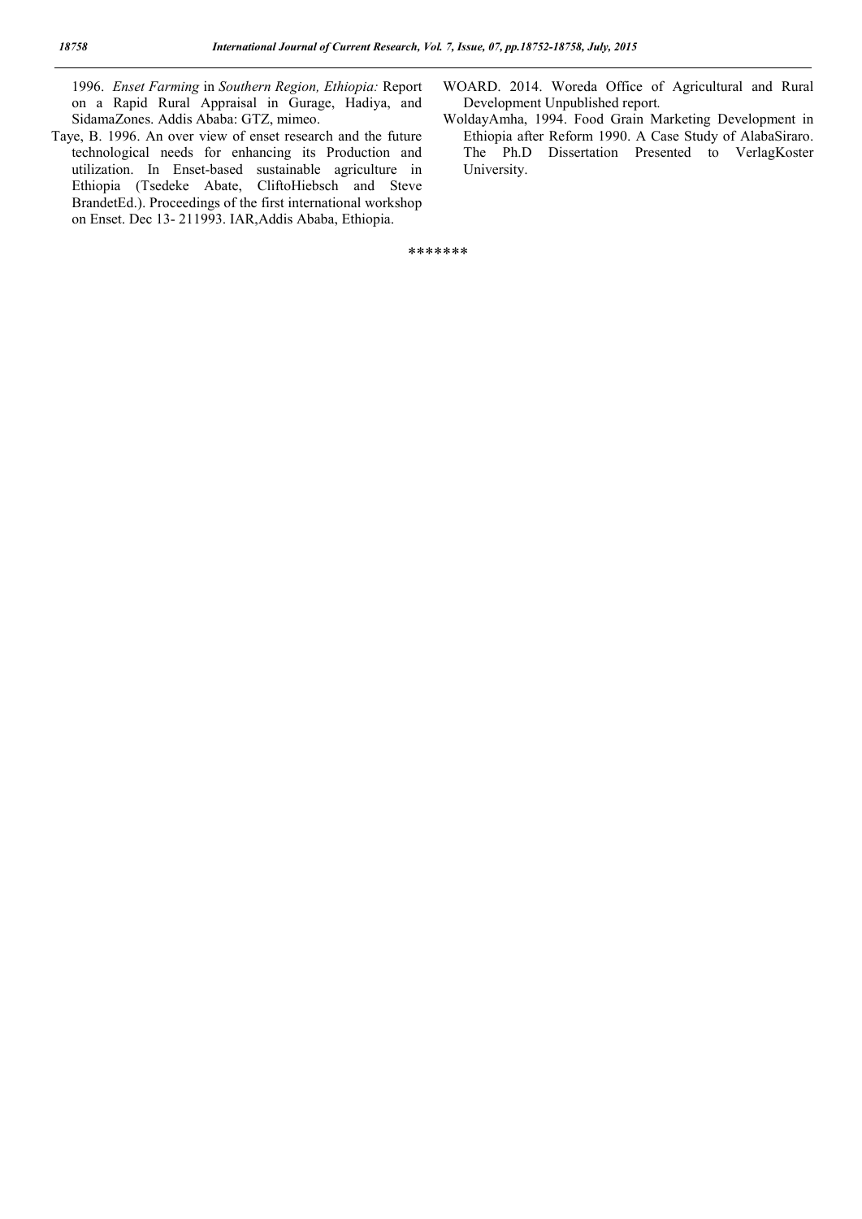1996. *Enset Farming* in *Southern Region, Ethiopia:* Report on a Rapid Rural Appraisal in Gurage, Hadiya, and SidamaZones. Addis Ababa: GTZ, mimeo.

Taye, B. 1996. An over view of enset research and the future technological needs for enhancing its Production and utilization. In Enset-based sustainable agriculture in Ethiopia (Tsedeke Abate, CliftoHiebsch and Steve BrandetEd.). Proceedings of the first international workshop on Enset. Dec 13- 211993. IAR,Addis Ababa, Ethiopia.

WOARD. 2014. Woreda Office of Agricultural and Rural Development Unpublished report.

WoldayAmha, 1994. Food Grain Marketing Development in Ethiopia after Reform 1990. A Case Study of AlabaSiraro. The Ph.D Dissertation Presented to VerlagKoster University.

*******